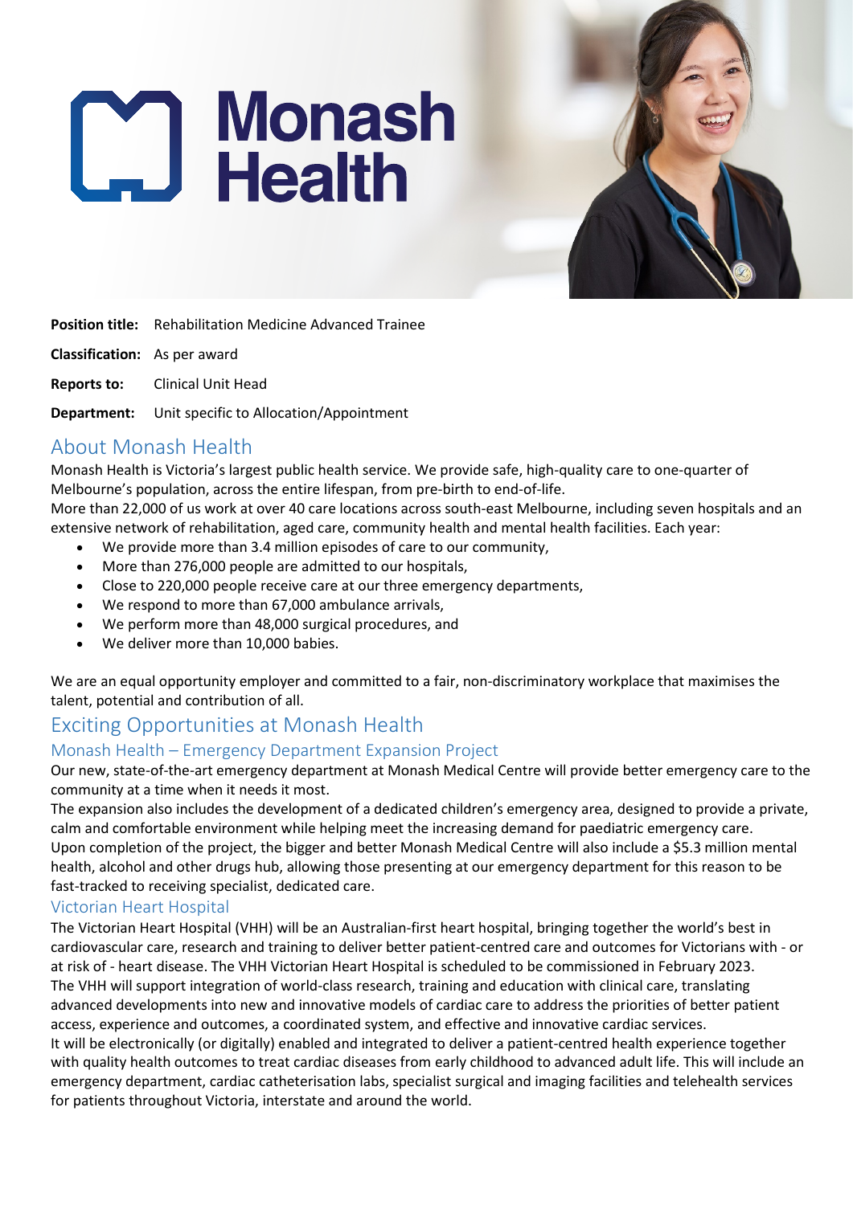# Monash Health

**Position title:** Rehabilitation Medicine Advanced Trainee

**Classification:** As per award

**Reports to:** Clinical Unit Head

**Department:** Unit specific to Allocation/Appointment

## About Monash Health

Monash Health is Victoria's largest public health service. We provide safe, high-quality care to one-quarter of Melbourne's population, across the entire lifespan, from pre-birth to end-of-life.

More than 22,000 of us work at over 40 care locations across south-east Melbourne, including seven hospitals and an extensive network of rehabilitation, aged care, community health and mental health facilities. Each year:

- We provide more than 3.4 million episodes of care to our community,
- More than 276,000 people are admitted to our hospitals,
- Close to 220,000 people receive care at our three emergency departments,
- We respond to more than 67,000 ambulance arrivals,
- We perform more than 48,000 surgical procedures, and
- We deliver more than 10,000 babies.

We are an equal opportunity employer and committed to a fair, non-discriminatory workplace that maximises the talent, potential and contribution of all.

## Exciting Opportunities at Monash Health

### Monash Health – Emergency Department Expansion Project

Our new, state-of-the-art emergency department at Monash Medical Centre will provide better emergency care to the community at a time when it needs it most.

The expansion also includes the development of a dedicated children's emergency area, designed to provide a private, calm and comfortable environment while helping meet the increasing demand for paediatric emergency care.

Upon completion of the project, the bigger and better Monash Medical Centre will also include a $5.3 million mental health, alcohol and other drugs hub, allowing those presenting at our emergency department for this reason to be fast-tracked to receiving specialist, dedicated care.

### Victorian Heart Hospital

The Victorian Heart Hospital (VHH) will be an Australian-first heart hospital, bringing together the world's best in cardiovascular care, research and training to deliver better patient-centred care and outcomes for Victorians with - or at risk of - heart disease. The VHH Victorian Heart Hospital is scheduled to be commissioned in February 2023.

The VHH will support integration of world-class research, training and education with clinical care, translating advanced developments into new and innovative models of cardiac care to address the priorities of better patient access, experience and outcomes, a coordinated system, and effective and innovative cardiac services.

It will be electronically (or digitally) enabled and integrated to deliver a patient-centred health experience together with quality health outcomes to treat cardiac diseases from early childhood to advanced adult life. This will include an emergency department, cardiac catheterisation labs, specialist surgical and imaging facilities and telehealth services for patients throughout Victoria, interstate and around the world.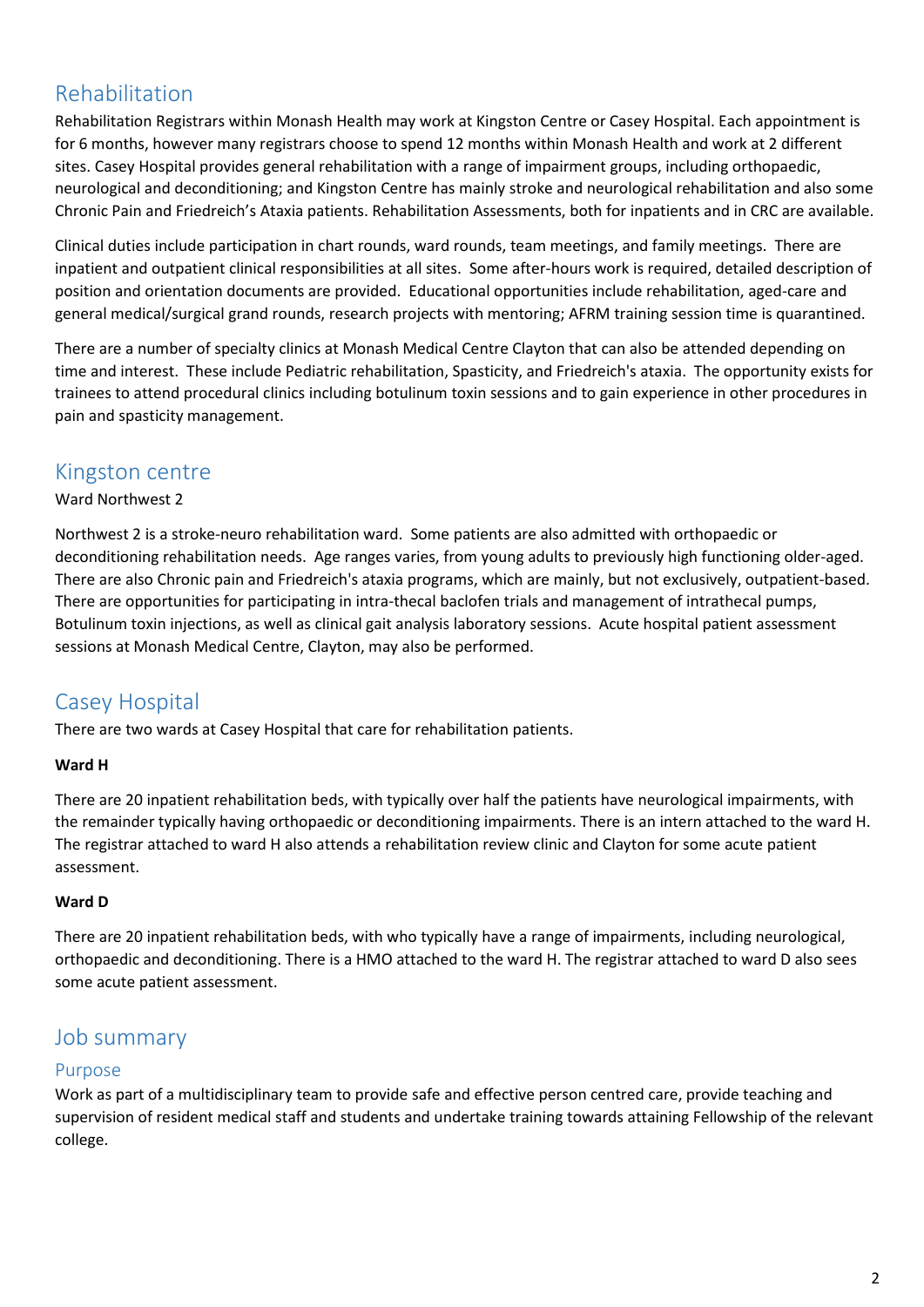## Rehabilitation

Rehabilitation Registrars within Monash Health may work at Kingston Centre or Casey Hospital. Each appointment is for 6 months, however many registrars choose to spend 12 months within Monash Health and work at 2 different sites. Casey Hospital provides general rehabilitation with a range of impairment groups, including orthopaedic, neurological and deconditioning; and Kingston Centre has mainly stroke and neurological rehabilitation and also some Chronic Pain and Friedreich's Ataxia patients. Rehabilitation Assessments, both for inpatients and in CRC are available.

Clinical duties include participation in chart rounds, ward rounds, team meetings, and family meetings. There are inpatient and outpatient clinical responsibilities at all sites. Some after-hours work is required, detailed description of position and orientation documents are provided. Educational opportunities include rehabilitation, aged-care and general medical/surgical grand rounds, research projects with mentoring; AFRM training session time is quarantined.

There are a number of specialty clinics at Monash Medical Centre Clayton that can also be attended depending on time and interest. These include Pediatric rehabilitation, Spasticity, and Friedreich's ataxia. The opportunity exists for trainees to attend procedural clinics including botulinum toxin sessions and to gain experience in other procedures in pain and spasticity management.

## Kingston centre

Ward Northwest 2

Northwest 2 is a stroke-neuro rehabilitation ward. Some patients are also admitted with orthopaedic or deconditioning rehabilitation needs. Age ranges varies, from young adults to previously high functioning older-aged. There are also Chronic pain and Friedreich's ataxia programs, which are mainly, but not exclusively, outpatient-based. There are opportunities for participating in intra-thecal baclofen trials and management of intrathecal pumps, Botulinum toxin injections, as well as clinical gait analysis laboratory sessions. Acute hospital patient assessment sessions at Monash Medical Centre, Clayton, may also be performed.

## Casey Hospital

There are two wards at Casey Hospital that care for rehabilitation patients.

**Ward H**

There are 20 inpatient rehabilitation beds, with typically over half the patients have neurological impairments, with the remainder typically having orthopaedic or deconditioning impairments. There is an intern attached to the ward H. The registrar attached to ward H also attends a rehabilitation review clinic and Clayton for some acute patient assessment.

**Ward D**

There are 20 inpatient rehabilitation beds, with who typically have a range of impairments, including neurological, orthopaedic and deconditioning. There is a HMO attached to the ward H. The registrar attached to ward D also sees some acute patient assessment.

## Job summary

### Purpose

Work as part of a multidisciplinary team to provide safe and effective person centred care, provide teaching and supervision of resident medical staff and students and undertake training towards attaining Fellowship of the relevant college.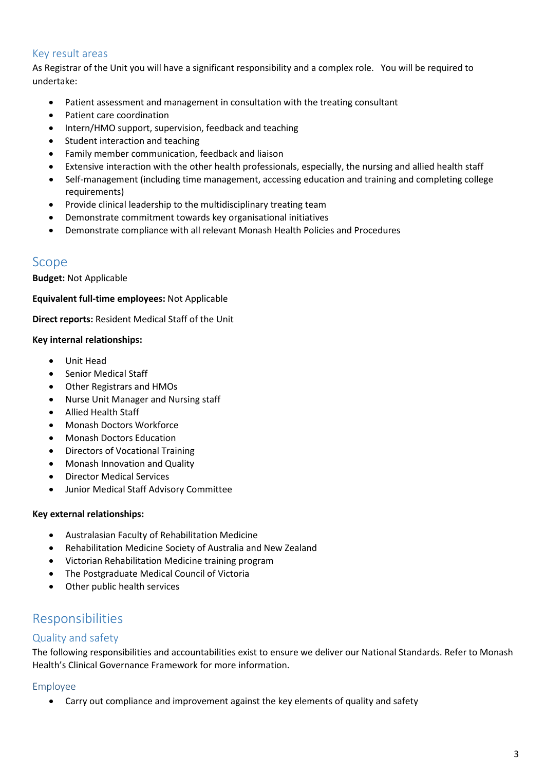### Key result areas

As Registrar of the Unit you will have a significant responsibility and a complex role. You will be required to undertake:

- Patient assessment and management in consultation with the treating consultant
- Patient care coordination
- Intern/HMO support, supervision, feedback and teaching
- Student interaction and teaching
- Family member communication, feedback and liaison
- Extensive interaction with the other health professionals, especially, the nursing and allied health staff
- Self-management (including time management, accessing education and training and completing college requirements)
- Provide clinical leadership to the multidisciplinary treating team
- Demonstrate commitment towards key organisational initiatives
- Demonstrate compliance with all relevant Monash Health Policies and Procedures

## Scope

**Budget:** Not Applicable

**Equivalent full-time employees:** Not Applicable

**Direct reports:** Resident Medical Staff of the Unit

**Key internal relationships:**

- Unit Head
- Senior Medical Staff
- Other Registrars and HMOs
- Nurse Unit Manager and Nursing staff
- Allied Health Staff
- Monash Doctors Workforce
- Monash Doctors Education
- Directors of Vocational Training
- Monash Innovation and Quality
- Director Medical Services
- Junior Medical Staff Advisory Committee

**Key external relationships:**

- Australasian Faculty of Rehabilitation Medicine
- Rehabilitation Medicine Society of Australia and New Zealand
- Victorian Rehabilitation Medicine training program
- The Postgraduate Medical Council of Victoria
- Other public health services

## Responsibilities

### Quality and safety

The following responsibilities and accountabilities exist to ensure we deliver our National Standards. Refer to Monash Health's Clinical Governance Framework for more information.

### Employee

- Carry out compliance and improvement against the key elements of quality and safety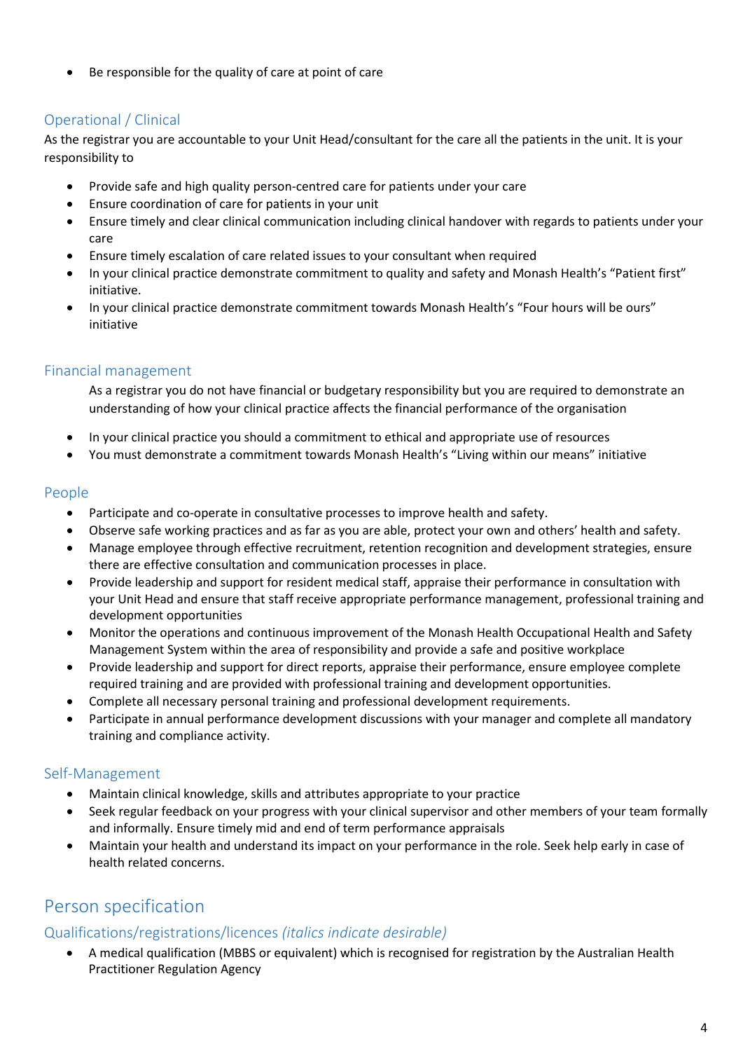- Be responsible for the quality of care at point of care

### Operational / Clinical

As the registrar you are accountable to your Unit Head/consultant for the care all the patients in the unit. It is your responsibility to

- Provide safe and high quality person-centred care for patients under your care
- Ensure coordination of care for patients in your unit
- Ensure timely and clear clinical communication including clinical handover with regards to patients under your care
- Ensure timely escalation of care related issues to your consultant when required
- In your clinical practice demonstrate commitment to quality and safety and Monash Health's "Patient first" initiative.
- In your clinical practice demonstrate commitment towards Monash Health's "Four hours will be ours" initiative

### Financial management

As a registrar you do not have financial or budgetary responsibility but you are required to demonstrate an understanding of how your clinical practice affects the financial performance of the organisation

- In your clinical practice you should a commitment to ethical and appropriate use of resources
- You must demonstrate a commitment towards Monash Health's "Living within our means" initiative

### People

- Participate and co-operate in consultative processes to improve health and safety.
- Observe safe working practices and as far as you are able, protect your own and others' health and safety.
- Manage employee through effective recruitment, retention recognition and development strategies, ensure there are effective consultation and communication processes in place.
- Provide leadership and support for resident medical staff, appraise their performance in consultation with your Unit Head and ensure that staff receive appropriate performance management, professional training and development opportunities
- Monitor the operations and continuous improvement of the Monash Health Occupational Health and Safety Management System within the area of responsibility and provide a safe and positive workplace
- Provide leadership and support for direct reports, appraise their performance, ensure employee complete required training and are provided with professional training and development opportunities.
- Complete all necessary personal training and professional development requirements.
- Participate in annual performance development discussions with your manager and complete all mandatory training and compliance activity.

### Self-Management

- Maintain clinical knowledge, skills and attributes appropriate to your practice
- Seek regular feedback on your progress with your clinical supervisor and other members of your team formally and informally. Ensure timely mid and end of term performance appraisals
- Maintain your health and understand its impact on your performance in the role. Seek help early in case of health related concerns.

## Person specification

### Qualifications/registrations/licences *(italics indicate desirable)*

- A medical qualification (MBBS or equivalent) which is recognised for registration by the Australian Health Practitioner Regulation Agency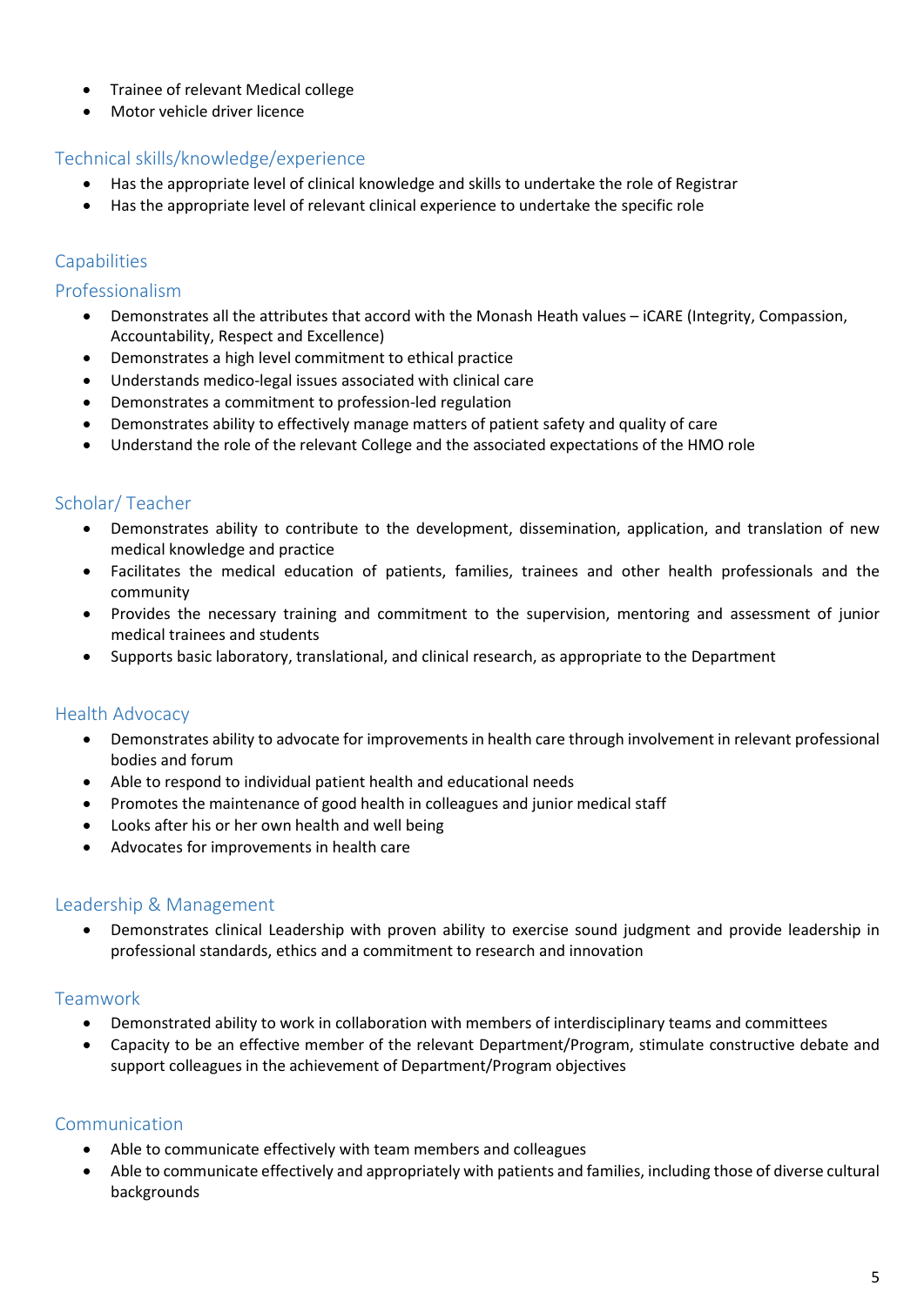- Trainee of relevant Medical college
- Motor vehicle driver licence

## Technical skills/knowledge/experience

- Has the appropriate level of clinical knowledge and skills to undertake the role of Registrar
- Has the appropriate level of relevant clinical experience to undertake the specific role

## Capabilities

### Professionalism

- Demonstrates all the attributes that accord with the Monash Heath values – iCARE (Integrity, Compassion, Accountability, Respect and Excellence)
- Demonstrates a high level commitment to ethical practice
- Understands medico-legal issues associated with clinical care
- Demonstrates a commitment to profession-led regulation
- Demonstrates ability to effectively manage matters of patient safety and quality of care
- Understand the role of the relevant College and the associated expectations of the HMO role

### Scholar/ Teacher

- Demonstrates ability to contribute to the development, dissemination, application, and translation of new medical knowledge and practice
- Facilitates the medical education of patients, families, trainees and other health professionals and the community
- Provides the necessary training and commitment to the supervision, mentoring and assessment of junior medical trainees and students
- Supports basic laboratory, translational, and clinical research, as appropriate to the Department

### Health Advocacy

- Demonstrates ability to advocate for improvements in health care through involvement in relevant professional bodies and forum
- Able to respond to individual patient health and educational needs
- Promotes the maintenance of good health in colleagues and junior medical staff
- Looks after his or her own health and well being
- Advocates for improvements in health care

### Leadership & Management

- Demonstrates clinical Leadership with proven ability to exercise sound judgment and provide leadership in professional standards, ethics and a commitment to research and innovation

### Teamwork

- Demonstrated ability to work in collaboration with members of interdisciplinary teams and committees
- Capacity to be an effective member of the relevant Department/Program, stimulate constructive debate and support colleagues in the achievement of Department/Program objectives

### Communication

- Able to communicate effectively with team members and colleagues
- Able to communicate effectively and appropriately with patients and families, including those of diverse cultural backgrounds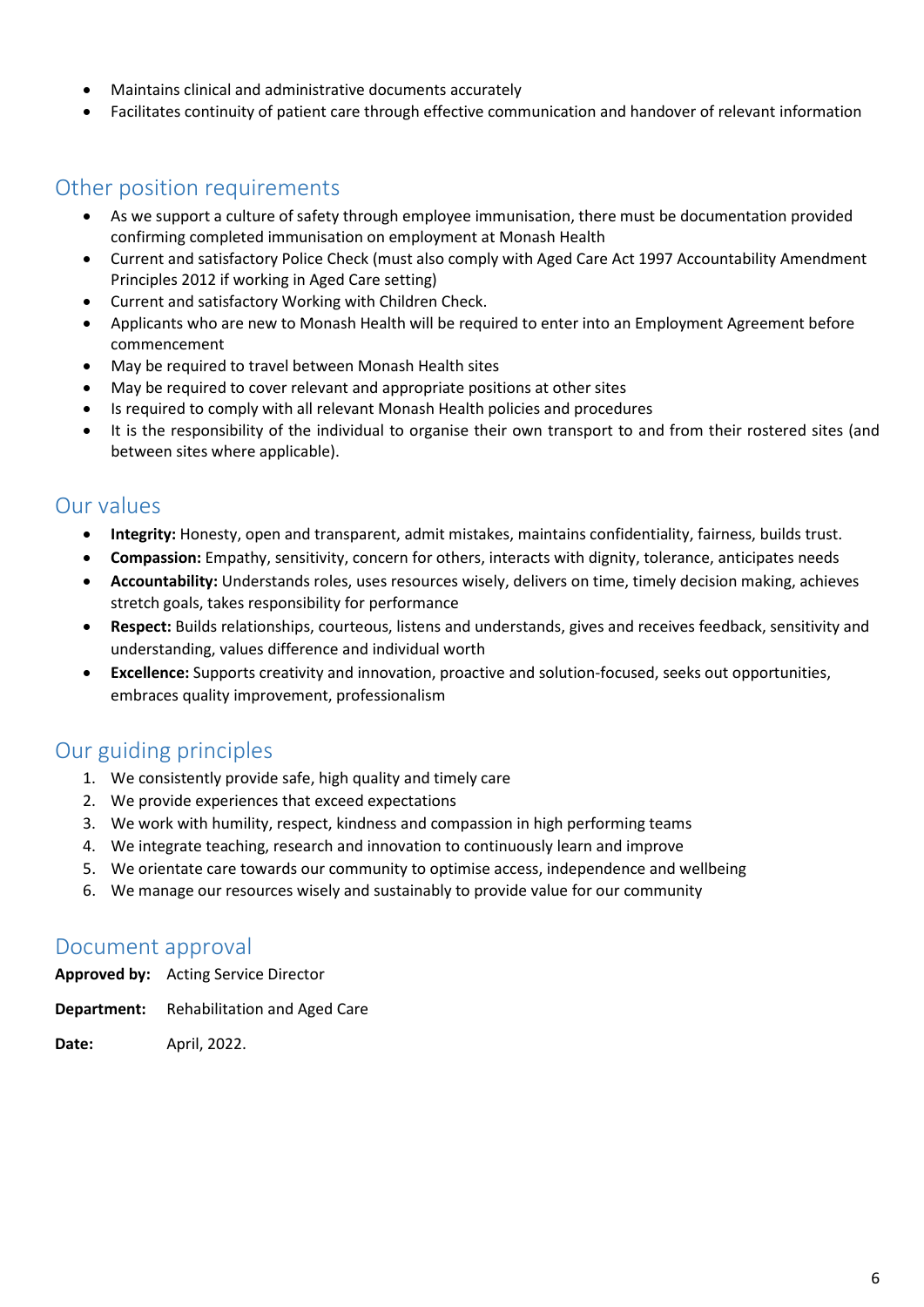- Maintains clinical and administrative documents accurately
- Facilitates continuity of patient care through effective communication and handover of relevant information

## Other position requirements

- As we support a culture of safety through employee immunisation, there must be documentation provided confirming completed immunisation on employment at Monash Health
- Current and satisfactory Police Check (must also comply with Aged Care Act 1997 Accountability Amendment Principles 2012 if working in Aged Care setting)
- Current and satisfactory Working with Children Check.
- Applicants who are new to Monash Health will be required to enter into an Employment Agreement before commencement
- May be required to travel between Monash Health sites
- May be required to cover relevant and appropriate positions at other sites
- Is required to comply with all relevant Monash Health policies and procedures
- It is the responsibility of the individual to organise their own transport to and from their rostered sites (and between sites where applicable).

## Our values

- **Integrity:** Honesty, open and transparent, admit mistakes, maintains confidentiality, fairness, builds trust.
- **Compassion:** Empathy, sensitivity, concern for others, interacts with dignity, tolerance, anticipates needs
- **Accountability:** Understands roles, uses resources wisely, delivers on time, timely decision making, achieves stretch goals, takes responsibility for performance
- **Respect:** Builds relationships, courteous, listens and understands, gives and receives feedback, sensitivity and understanding, values difference and individual worth
- **Excellence:** Supports creativity and innovation, proactive and solution-focused, seeks out opportunities, embraces quality improvement, professionalism

## Our guiding principles

1. We consistently provide safe, high quality and timely care
2. We provide experiences that exceed expectations
3. We work with humility, respect, kindness and compassion in high performing teams
4. We integrate teaching, research and innovation to continuously learn and improve
5. We orientate care towards our community to optimise access, independence and wellbeing
6. We manage our resources wisely and sustainably to provide value for our community

## Document approval

**Approved by:** Acting Service Director

**Department:** Rehabilitation and Aged Care

**Date:** April, 2022.